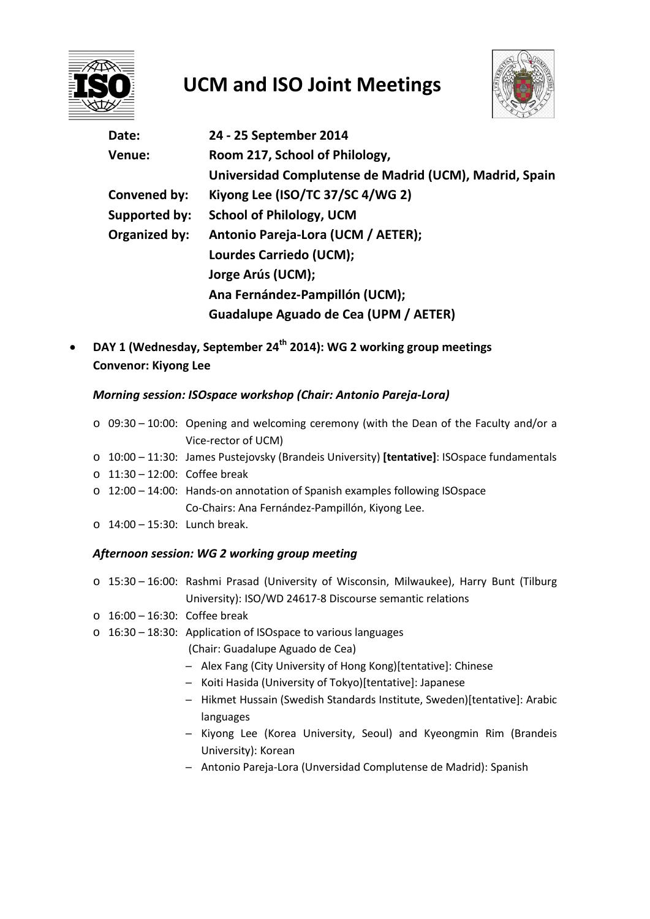# UCM and ISO Joint Meetings

**Date:** 24 - 25 September 2014
**Venue:** Room 217, School of Philology, Universidad Complutense de Madrid (UCM), Madrid, Spain
**Convened by:** Kiyong Lee (ISO/TC 37/SC 4/WG 2)
**Supported by:** School of Philology, UCM
**Organized by:** Antonio Pareja-Lora (UCM / AETER); Lourdes Carriedo (UCM); Jorge Arús (UCM); Ana Fernández-Pampillón (UCM); Guadalupe Aguado de Cea (UPM / AETER)

- **DAY 1 (Wednesday, September 24th 2014): WG 2 working group meetings**
  **Convenor: Kiyong Lee**

### *Morning session: ISOspace workshop (Chair: Antonio Pareja-Lora)*

- 09:30 – 10:00: Opening and welcoming ceremony (with the Dean of the Faculty and/or a Vice-rector of UCM)
- 10:00 – 11:30: James Pustejovsky (Brandeis University) **[tentative]**: ISOspace fundamentals
- 11:30 – 12:00: Coffee break
- 12:00 – 14:00: Hands-on annotation of Spanish examples following ISOspace
  Co-Chairs: Ana Fernández-Pampillón, Kiyong Lee.
- 14:00 – 15:30: Lunch break.

### *Afternoon session: WG 2 working group meeting*

- 15:30 – 16:00: Rashmi Prasad (University of Wisconsin, Milwaukee), Harry Bunt (Tilburg University): ISO/WD 24617-8 Discourse semantic relations
- 16:00 – 16:30: Coffee break
- 16:30 – 18:30: Application of ISOspace to various languages
  (Chair: Guadalupe Aguado de Cea)
  - Alex Fang (City University of Hong Kong)[tentative]: Chinese
  - Koiti Hasida (University of Tokyo)[tentative]: Japanese
  - Hikmet Hussain (Swedish Standards Institute, Sweden)[tentative]: Arabic languages
  - Kiyong Lee (Korea University, Seoul) and Kyeongmin Rim (Brandeis University): Korean
  - Antonio Pareja-Lora (Unversidad Complutense de Madrid): Spanish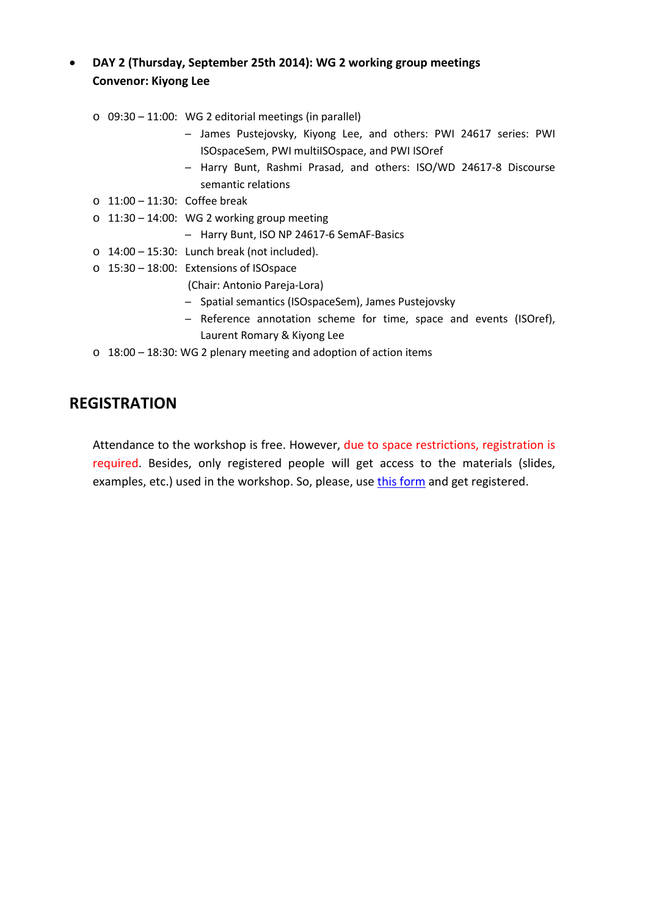- **DAY 2 (Thursday, September 25th 2014): WG 2 working group meetings**
  **Convenor: Kiyong Lee**
  - 09:30 – 11:00: WG 2 editorial meetings (in parallel)
    - James Pustejovsky, Kiyong Lee, and others: PWI 24617 series: PWI ISOspaceSem, PWI multiISOspace, and PWI ISOref
    - Harry Bunt, Rashmi Prasad, and others: ISO/WD 24617-8 Discourse semantic relations
  - 11:00 – 11:30: Coffee break
  - 11:30 – 14:00: WG 2 working group meeting
    - Harry Bunt, ISO NP 24617-6 SemAF-Basics
  - 14:00 – 15:30: Lunch break (not included).
  - 15:30 – 18:00: Extensions of ISOspace
    (Chair: Antonio Pareja-Lora)
    - Spatial semantics (ISOspaceSem), James Pustejovsky
    - Reference annotation scheme for time, space and events (ISOref), Laurent Romary & Kiyong Lee
  - 18:00 – 18:30: WG 2 plenary meeting and adoption of action items

## REGISTRATION

Attendance to the workshop is free. However, due to space restrictions, registration is required. Besides, only registered people will get access to the materials (slides, examples, etc.) used in the workshop. So, please, use this form and get registered.